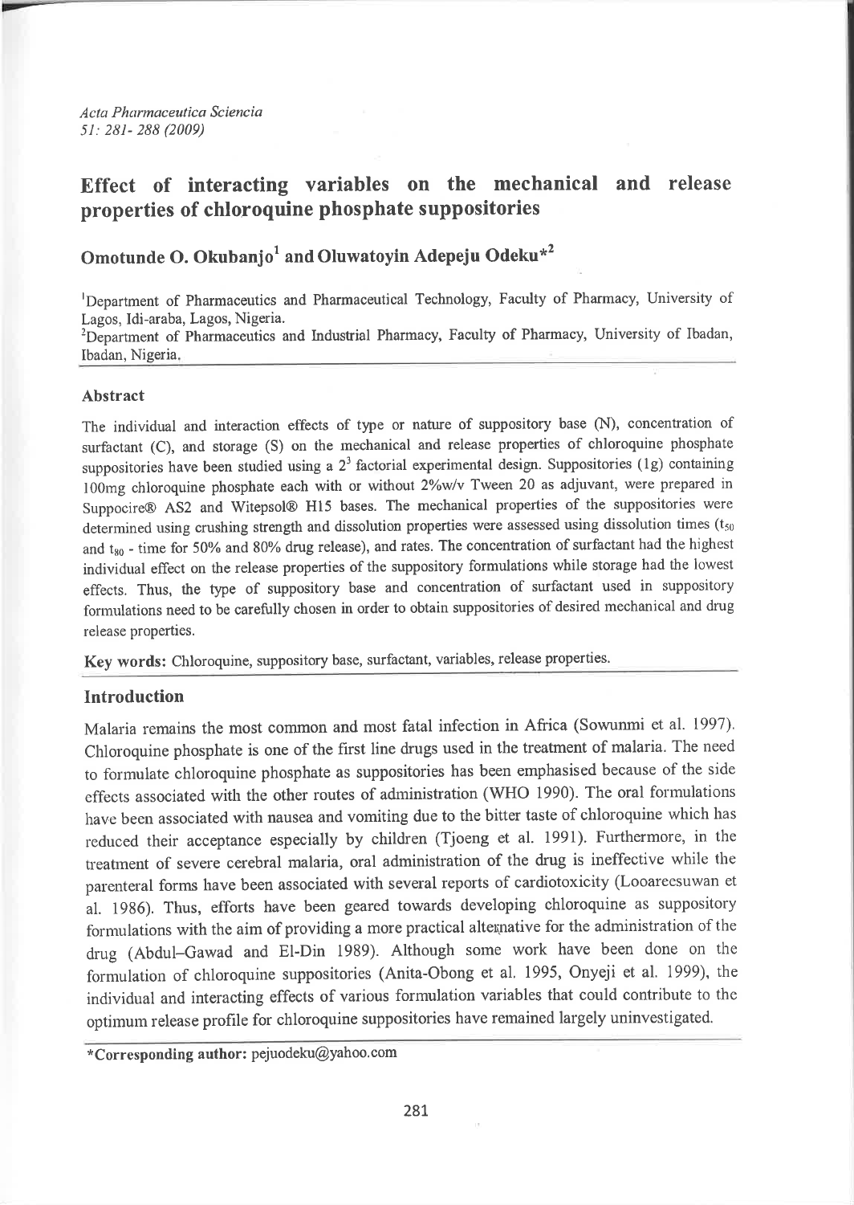# Effect of interacting variables on the mechanical and release properties of chloroquine phosphate suppositories

## Omotunde O. Okubanjo[1] and Oluwatoyin Adepeju Odeku*[2]

[1]Department of Pharmaceutics and Pharmaceutical Technology, Faculty of Pharmacy, University of Lagos, Idi-araba, Lagos, Nigeria.
[2]Department of Pharmaceutics and Industrial Pharmacy, Faculty of Pharmacy, University of Ibadan, Ibadan, Nigeria.

### Abstract

The individual and interaction effects of type or nature of suppository base (N), concentration of surfactant (C), and storage (S) on the mechanical and release properties of chloroquine phosphate suppositories have been studied using a $2^3$ factorial experimental design. Suppositories (1g) containing 100mg chloroquine phosphate each with or without 2%w/v Tween 20 as adjuvant, were prepared in Suppocire® AS2 and Witepsol® H15 bases. The mechanical properties of the suppositories were determined using crushing strength and dissolution properties were assessed using dissolution times ($t_{50}$ and $t_{80}$ - time for 50% and 80% drug release), and rates. The concentration of surfactant had the highest individual effect on the release properties of the suppository formulations while storage had the lowest effects. Thus, the type of suppository base and concentration of surfactant used in suppository formulations need to be carefully chosen in order to obtain suppositories of desired mechanical and drug release properties.

**Key words:** Chloroquine, suppository base, surfactant, variables, release properties.

## Introduction

Malaria remains the most common and most fatal infection in Africa (Sowunmi et al. 1997). Chloroquine phosphate is one of the first line drugs used in the treatment of malaria. The need to formulate chloroquine phosphate as suppositories has been emphasised because of the side effects associated with the other routes of administration (WHO 1990). The oral formulations have been associated with nausea and vomiting due to the bitter taste of chloroquine which has reduced their acceptance especially by children (Tjoeng et al. 1991). Furthermore, in the treatment of severe cerebral malaria, oral administration of the drug is ineffective while the parenteral forms have been associated with several reports of cardiotoxicity (Looareesuwan et al. 1986). Thus, efforts have been geared towards developing chloroquine as suppository formulations with the aim of providing a more practical alternative for the administration of the drug (Abdul–Gawad and El-Din 1989). Although some work have been done on the formulation of chloroquine suppositories (Anita-Obong et al. 1995, Onyeji et al. 1999), the individual and interacting effects of various formulation variables that could contribute to the optimum release profile for chloroquine suppositories have remained largely uninvestigated.

*Corresponding author: pejuodeku@yahoo.com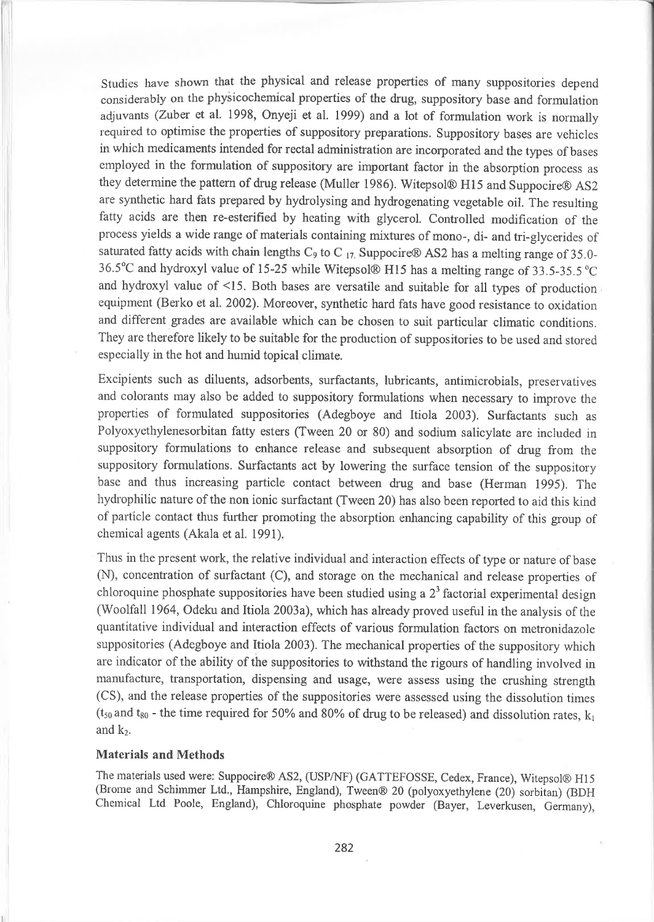Studies have shown that the physical and release properties of many suppositories depend considerably on the physicochemical properties of the drug, suppository base and formulation adjuvants (Zuber et al. 1998, Onyeji et al. 1999) and a lot of formulation work is normally required to optimise the properties of suppository preparations. Suppository bases are vehicles in which medicaments intended for rectal administration are incorporated and the types of bases employed in the formulation of suppository are important factor in the absorption process as they determine the pattern of drug release (Muller 1986). Witepsol® H15 and Suppocire® AS2 are synthetic hard fats prepared by hydrolysing and hydrogenating vegetable oil. The resulting fatty acids are then re-esterified by heating with glycerol. Controlled modification of the process yields a wide range of materials containing mixtures of mono-, di- and tri-glycerides of saturated fatty acids with chain lengths $C_9$ to $C_{17}$. Suppocire® AS2 has a melting range of 35.0-36.5°C and hydroxyl value of 15-25 while Witepsol® H15 has a melting range of 33.5-35.5 °C and hydroxyl value of <15. Both bases are versatile and suitable for all types of production equipment (Berko et al. 2002). Moreover, synthetic hard fats have good resistance to oxidation and different grades are available which can be chosen to suit particular climatic conditions. They are therefore likely to be suitable for the production of suppositories to be used and stored especially in the hot and humid topical climate.

Excipients such as diluents, adsorbents, surfactants, lubricants, antimicrobials, preservatives and colorants may also be added to suppository formulations when necessary to improve the properties of formulated suppositories (Adegboye and Itiola 2003). Surfactants such as Polyoxyethylenesorbitan fatty esters (Tween 20 or 80) and sodium salicylate are included in suppository formulations to enhance release and subsequent absorption of drug from the suppository formulations. Surfactants act by lowering the surface tension of the suppository base and thus increasing particle contact between drug and base (Herman 1995). The hydrophilic nature of the non ionic surfactant (Tween 20) has also been reported to aid this kind of particle contact thus further promoting the absorption enhancing capability of this group of chemical agents (Akala et al. 1991).

Thus in the present work, the relative individual and interaction effects of type or nature of base (N), concentration of surfactant (C), and storage on the mechanical and release properties of chloroquine phosphate suppositories have been studied using a $2^3$ factorial experimental design (Woolfall 1964, Odeku and Itiola 2003a), which has already proved useful in the analysis of the quantitative individual and interaction effects of various formulation factors on metronidazole suppositories (Adegboye and Itiola 2003). The mechanical properties of the suppository which are indicator of the ability of the suppositories to withstand the rigours of handling involved in manufacture, transportation, dispensing and usage, were assess using the crushing strength (CS), and the release properties of the suppositories were assessed using the dissolution times ($t_{50}$ and $t_{80}$ - the time required for 50% and 80% of drug to be released) and dissolution rates, $k_1$ and $k_2$.

## Materials and Methods

The materials used were: Suppocire® AS2, (USP/NF) (GATTEFOSSE, Cedex, France), Witepsol® H15 (Brome and Schimmer Ltd., Hampshire, England), Tween® 20 (polyoxyethylene (20) sorbitan) (BDH Chemical Ltd Poole, England), Chloroquine phosphate powder (Bayer, Leverkusen, Germany),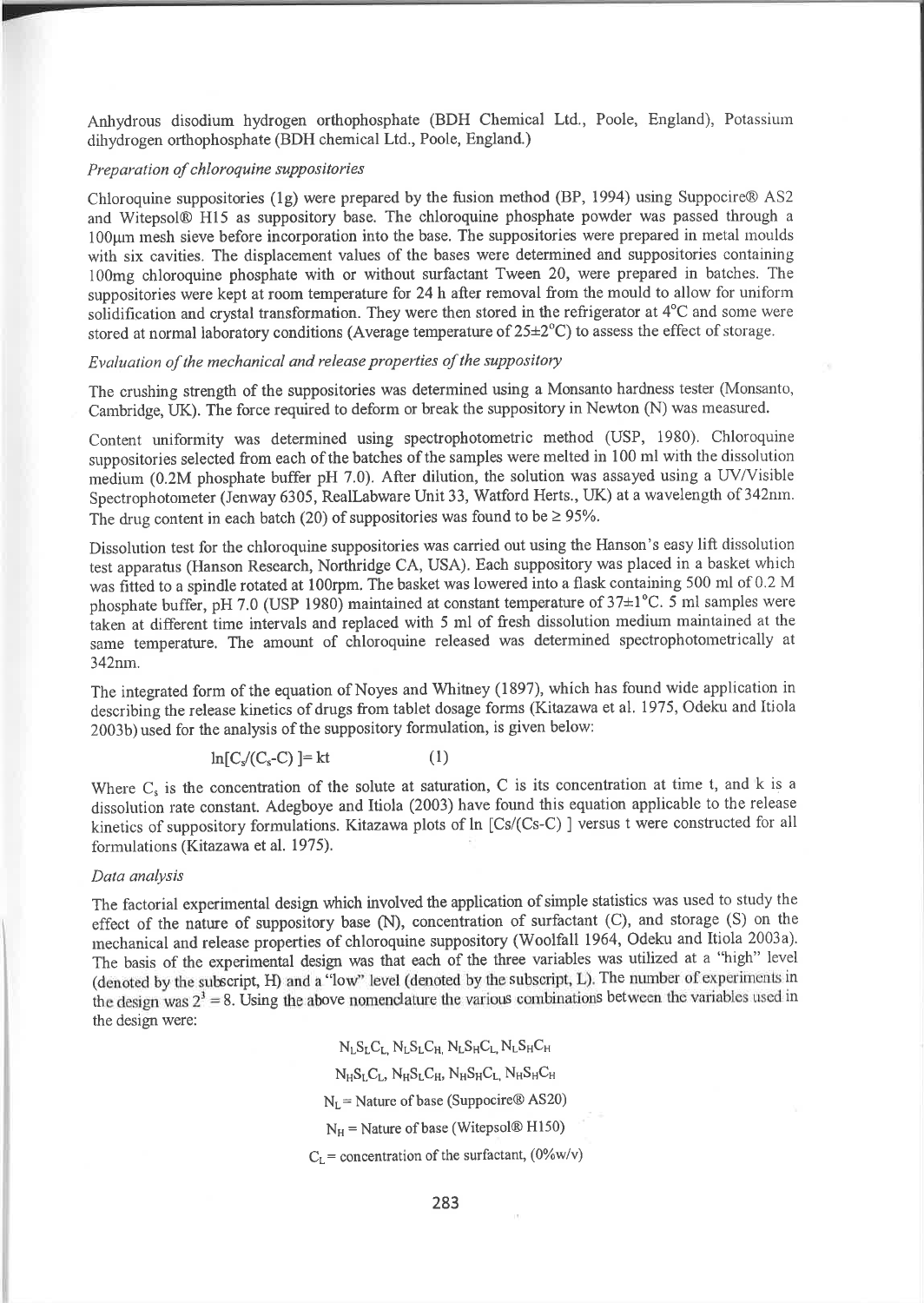Anhydrous disodium hydrogen orthophosphate (BDH Chemical Ltd., Poole, England), Potassium dihydrogen orthophosphate (BDH chemical Ltd., Poole, England.)

*Preparation of chloroquine suppositories*

Chloroquine suppositories (1g) were prepared by the fusion method (BP, 1994) using Suppocire® AS2 and Witepsol® H15 as suppository base. The chloroquine phosphate powder was passed through a 100μm mesh sieve before incorporation into the base. The suppositories were prepared in metal moulds with six cavities. The displacement values of the bases were determined and suppositories containing 100mg chloroquine phosphate with or without surfactant Tween 20, were prepared in batches. The suppositories were kept at room temperature for 24 h after removal from the mould to allow for uniform solidification and crystal transformation. They were then stored in the refrigerator at 4°C and some were stored at normal laboratory conditions (Average temperature of 25±2°C) to assess the effect of storage.

*Evaluation of the mechanical and release properties of the suppository*

The crushing strength of the suppositories was determined using a Monsanto hardness tester (Monsanto, Cambridge, UK). The force required to deform or break the suppository in Newton (N) was measured.

Content uniformity was determined using spectrophotometric method (USP, 1980). Chloroquine suppositories selected from each of the batches of the samples were melted in 100 ml with the dissolution medium (0.2M phosphate buffer pH 7.0). After dilution, the solution was assayed using a UV/Visible Spectrophotometer (Jenway 6305, RealLabware Unit 33, Watford Herts., UK) at a wavelength of 342nm. The drug content in each batch (20) of suppositories was found to be ≥ 95%.

Dissolution test for the chloroquine suppositories was carried out using the Hanson's easy lift dissolution test apparatus (Hanson Research, Northridge CA, USA). Each suppository was placed in a basket which was fitted to a spindle rotated at 100rpm. The basket was lowered into a flask containing 500 ml of 0.2 M phosphate buffer, pH 7.0 (USP 1980) maintained at constant temperature of 37±1°C. 5 ml samples were taken at different time intervals and replaced with 5 ml of fresh dissolution medium maintained at the same temperature. The amount of chloroquine released was determined spectrophotometrically at 342nm.

The integrated form of the equation of Noyes and Whitney (1897), which has found wide application in describing the release kinetics of drugs from tablet dosage forms (Kitazawa et al. 1975, Odeku and Itiola 2003b) used for the analysis of the suppository formulation, is given below:

$$\ln[C_s/(C_s\text{-}C)] = kt \qquad (1)$$

Where $C_s$ is the concentration of the solute at saturation, C is its concentration at time t, and k is a dissolution rate constant. Adegboye and Itiola (2003) have found this equation applicable to the release kinetics of suppository formulations. Kitazawa plots of ln $[C_s/(C_s\text{-}C)]$ versus t were constructed for all formulations (Kitazawa et al. 1975).

*Data analysis*

The factorial experimental design which involved the application of simple statistics was used to study the effect of the nature of suppository base (N), concentration of surfactant (C), and storage (S) on the mechanical and release properties of chloroquine suppository (Woolfall 1964, Odeku and Itiola 2003a). The basis of the experimental design was that each of the three variables was utilized at a "high" level (denoted by the subscript, H) and a "low" level (denoted by the subscript, L). The number of experiments in the design was $2^3 = 8$. Using the above nomenclature the various combinations between the variables used in the design were:

$N_LS_LC_L$, $N_LS_LC_H$, $N_LS_HC_L$, $N_LS_HC_H$

$N_HS_LC_L$, $N_HS_LC_H$, $N_HS_HC_L$, $N_HS_HC_H$

$N_L$ = Nature of base (Suppocire® AS20)

$N_H$ = Nature of base (Witepsol® H150)

$C_L$ = concentration of the surfactant, (0%w/v)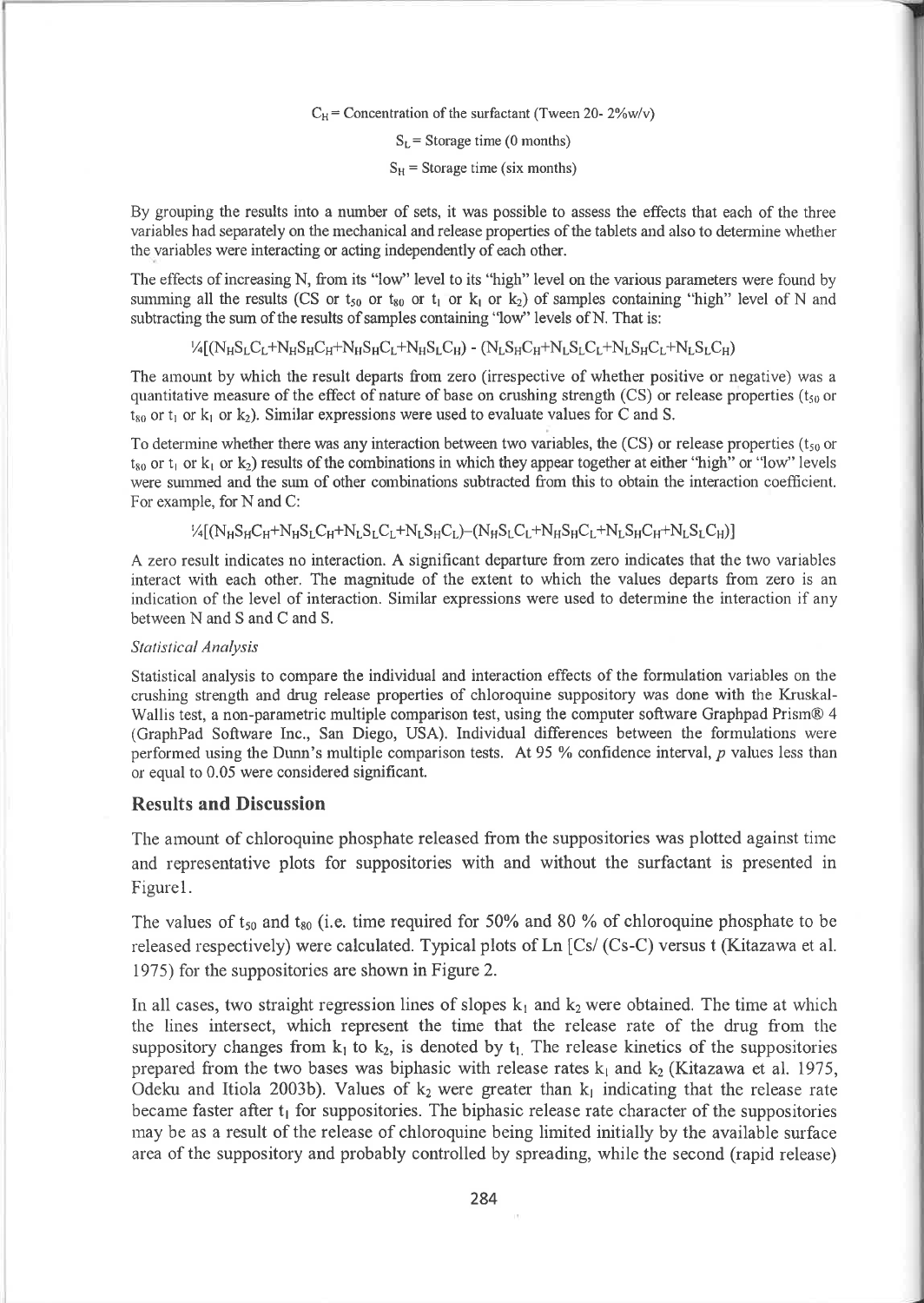$C_H$ = Concentration of the surfactant (Tween 20- 2%w/v)

$S_L$ = Storage time (0 months)

$S_H$ = Storage time (six months)

By grouping the results into a number of sets, it was possible to assess the effects that each of the three variables had separately on the mechanical and release properties of the tablets and also to determine whether the variables were interacting or acting independently of each other.

The effects of increasing N, from its "low" level to its "high" level on the various parameters were found by summing all the results (CS or $t_{50}$ or $t_{80}$ or $t_l$ or $k_1$ or $k_2$) of samples containing "high" level of N and subtracting the sum of the results of samples containing "low" levels of N. That is:

$$\tfrac{1}{4}[(N_HS_LC_L+N_HS_HC_H+N_HS_HC_L+N_HS_LC_H) - (N_LS_HC_H+N_LS_LC_L+N_LS_HC_L+N_LS_LC_H)$$

The amount by which the result departs from zero (irrespective of whether positive or negative) was a quantitative measure of the effect of nature of base on crushing strength (CS) or release properties ($t_{50}$ or $t_{80}$ or $t_l$ or $k_1$ or $k_2$). Similar expressions were used to evaluate values for C and S.

To determine whether there was any interaction between two variables, the (CS) or release properties ($t_{50}$ or $t_{80}$ or $t_l$ or $k_1$ or $k_2$) results of the combinations in which they appear together at either "high" or "low" levels were summed and the sum of other combinations subtracted from this to obtain the interaction coefficient. For example, for N and C:

$$\tfrac{1}{4}[(N_HS_HC_H+N_HS_LC_H+N_LS_LC_L+N_LS_HC_L)-(N_HS_LC_L+N_HS_HC_L+N_LS_HC_H+N_LS_LC_H)]$$

A zero result indicates no interaction. A significant departure from zero indicates that the two variables interact with each other. The magnitude of the extent to which the values departs from zero is an indication of the level of interaction. Similar expressions were used to determine the interaction if any between N and S and C and S.

*Statistical Analysis*

Statistical analysis to compare the individual and interaction effects of the formulation variables on the crushing strength and drug release properties of chloroquine suppository was done with the Kruskal-Wallis test, a non-parametric multiple comparison test, using the computer software Graphpad Prism® 4 (GraphPad Software Inc., San Diego, USA). Individual differences between the formulations were performed using the Dunn's multiple comparison tests. At 95 % confidence interval, $p$ values less than or equal to 0.05 were considered significant.

## Results and Discussion

The amount of chloroquine phosphate released from the suppositories was plotted against time and representative plots for suppositories with and without the surfactant is presented in Figure1.

The values of $t_{50}$ and $t_{80}$ (i.e. time required for 50% and 80 % of chloroquine phosphate to be released respectively) were calculated. Typical plots of Ln [Cs/ (Cs-C) versus t (Kitazawa et al. 1975) for the suppositories are shown in Figure 2.

In all cases, two straight regression lines of slopes $k_1$ and $k_2$ were obtained. The time at which the lines intersect, which represent the time that the release rate of the drug from the suppository changes from $k_1$ to $k_2$, is denoted by $t_l$. The release kinetics of the suppositories prepared from the two bases was biphasic with release rates $k_1$ and $k_2$ (Kitazawa et al. 1975, Odeku and Itiola 2003b). Values of $k_2$ were greater than $k_1$ indicating that the release rate became faster after $t_l$ for suppositories. The biphasic release rate character of the suppositories may be as a result of the release of chloroquine being limited initially by the available surface area of the suppository and probably controlled by spreading, while the second (rapid release)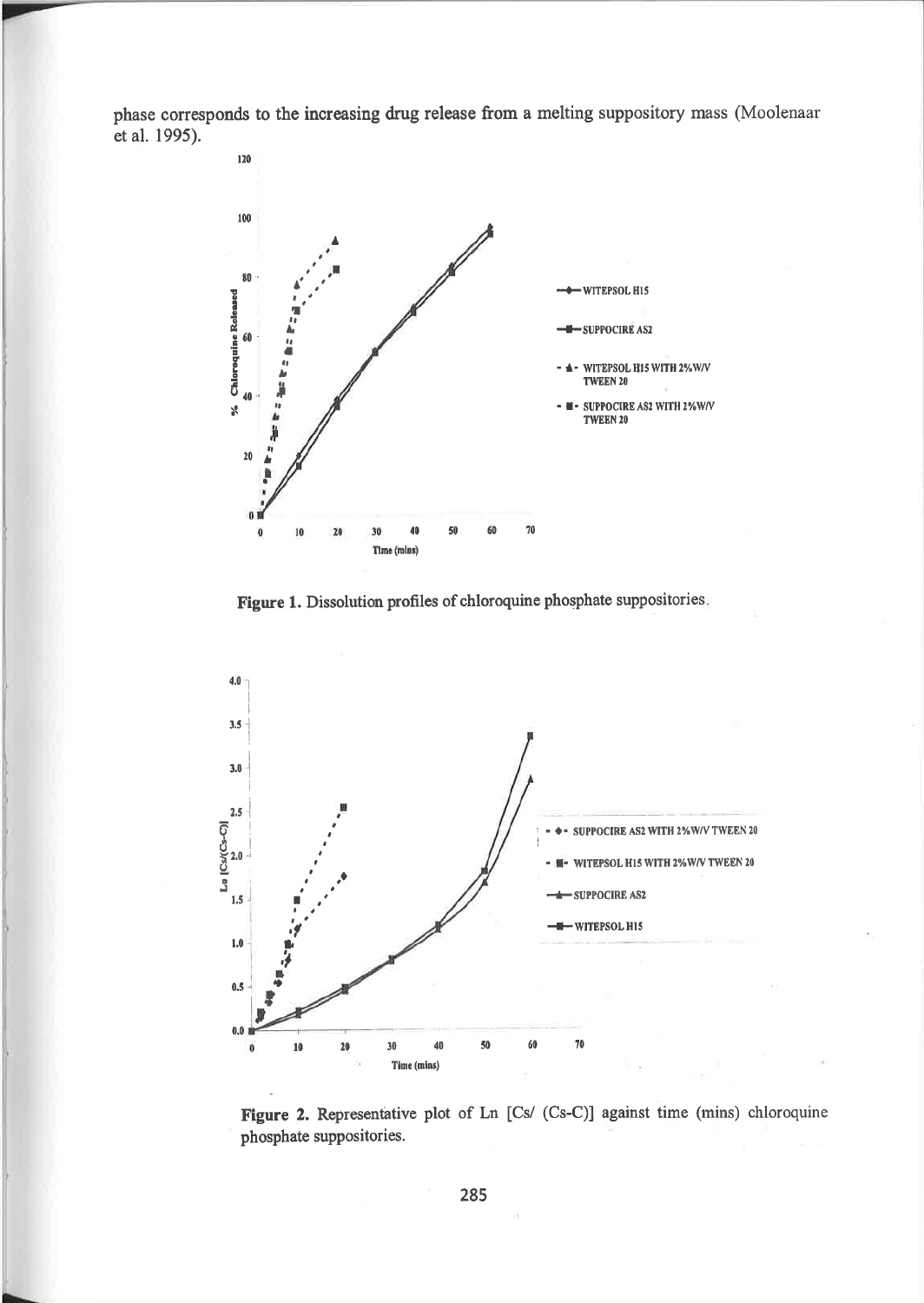phase corresponds to the increasing drug release from a melting suppository mass (Moolenaar et al. 1995).

**Figure 1.** Dissolution profiles of chloroquine phosphate suppositories.

**Figure 2.** Representative plot of Ln [Cs/ (Cs-C)] against time (mins) chloroquine phosphate suppositories.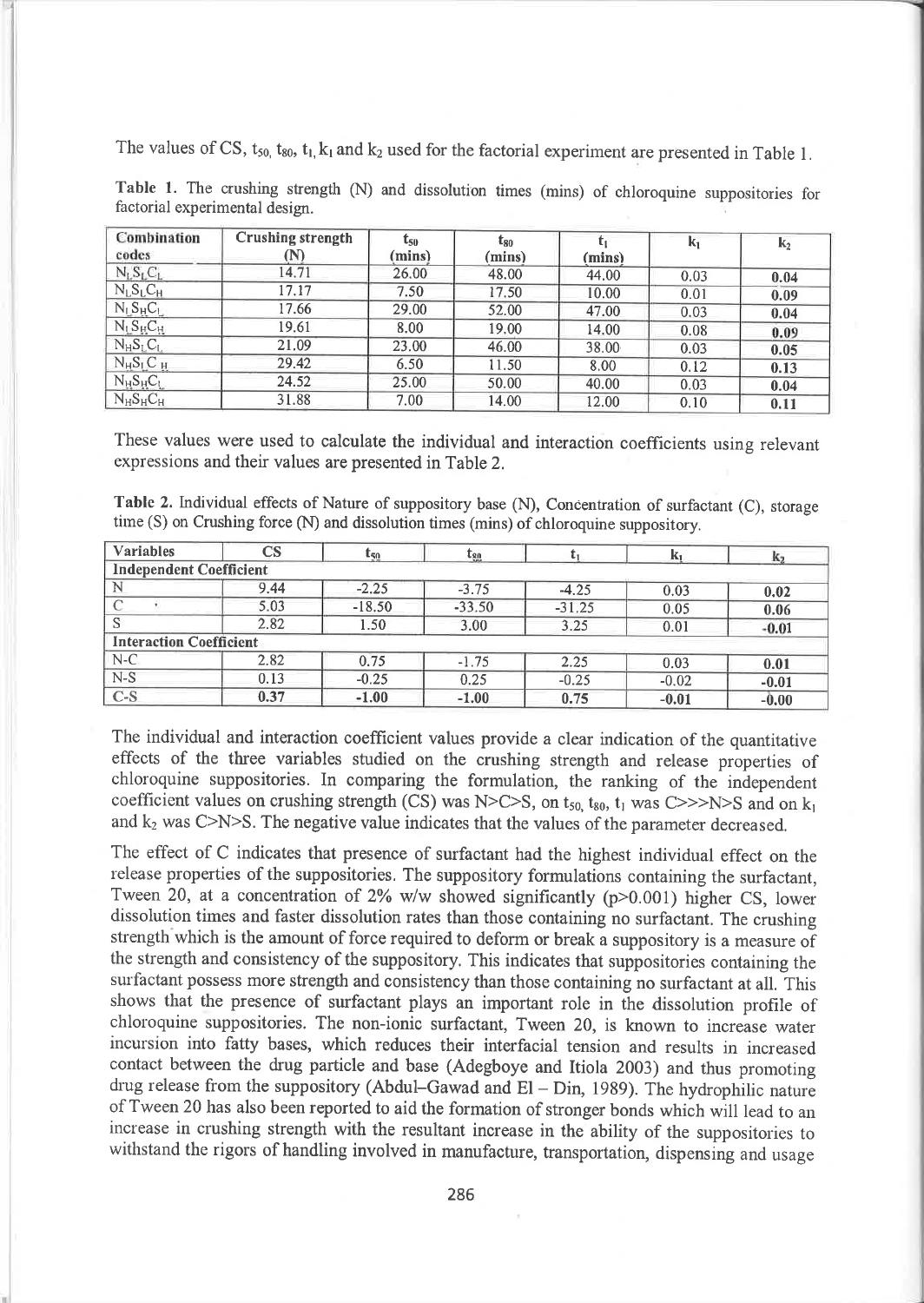The values of CS, $t_{50}$, $t_{80}$, $t_1$, $k_1$ and $k_2$ used for the factorial experiment are presented in Table 1.

Table 1. The crushing strength (N) and dissolution times (mins) of chloroquine suppositories for factorial experimental design.

| Combination codes | Crushing strength (N) | $t_{50}$ (mins) | $t_{80}$ (mins) | $t_1$ (mins) | $k_1$ | $k_2$ |
|---|---|---|---|---|---|---|
| $N_LS_LC_L$ | 14.71 | 26.00 | 48.00 | 44.00 | 0.03 | **0.04** |
| $N_LS_LC_H$ | 17.17 | 7.50 | 17.50 | 10.00 | 0.01 | **0.09** |
| $N_LS_HC_L$ | 17.66 | 29.00 | 52.00 | 47.00 | 0.03 | **0.04** |
| $N_LS_HC_H$ | 19.61 | 8.00 | 19.00 | 14.00 | 0.08 | **0.09** |
| $N_HS_LC_L$ | 21.09 | 23.00 | 46.00 | 38.00 | 0.03 | **0.05** |
| $N_HS_LC_H$ | 29.42 | 6.50 | 11.50 | 8.00 | 0.12 | **0.13** |
| $N_HS_HC_L$ | 24.52 | 25.00 | 50.00 | 40.00 | 0.03 | **0.04** |
| $N_HS_HC_H$ | 31.88 | 7.00 | 14.00 | 12.00 | 0.10 | **0.11** |

These values were used to calculate the individual and interaction coefficients using relevant expressions and their values are presented in Table 2.

Table 2. Individual effects of Nature of suppository base (N), Concentration of surfactant (C), storage time (S) on Crushing force (N) and dissolution times (mins) of chloroquine suppository.

| Variables | CS | $t_{50}$ | $t_{80}$ | $t_1$ | $k_1$ | $k_2$ |
|---|---|---|---|---|---|---|
| **Independent Coefficient** | | | | | | |
| N | 9.44 | -2.25 | -3.75 | -4.25 | 0.03 | **0.02** |
| C | 5.03 | -18.50 | -33.50 | -31.25 | 0.05 | **0.06** |
| S | 2.82 | 1.50 | 3.00 | 3.25 | 0.01 | **-0.01** |
| **Interaction Coefficient** | | | | | | |
| N-C | 2.82 | 0.75 | -1.75 | 2.25 | 0.03 | **0.01** |
| N-S | 0.13 | -0.25 | 0.25 | -0.25 | -0.02 | **-0.01** |
| C-S | **0.37** | **-1.00** | **-1.00** | **0.75** | **-0.01** | **-0.00** |

The individual and interaction coefficient values provide a clear indication of the quantitative effects of the three variables studied on the crushing strength and release properties of chloroquine suppositories. In comparing the formulation, the ranking of the independent coefficient values on crushing strength (CS) was N>C>S, on $t_{50}$, $t_{80}$, $t_1$ was C>>>N>S and on $k_1$ and $k_2$ was C>N>S. The negative value indicates that the values of the parameter decreased.

The effect of C indicates that presence of surfactant had the highest individual effect on the release properties of the suppositories. The suppository formulations containing the surfactant, Tween 20, at a concentration of 2% w/w showed significantly ($p>0.001$) higher CS, lower dissolution times and faster dissolution rates than those containing no surfactant. The crushing strength which is the amount of force required to deform or break a suppository is a measure of the strength and consistency of the suppository. This indicates that suppositories containing the surfactant possess more strength and consistency than those containing no surfactant at all. This shows that the presence of surfactant plays an important role in the dissolution profile of chloroquine suppositories. The non-ionic surfactant, Tween 20, is known to increase water incursion into fatty bases, which reduces their interfacial tension and results in increased contact between the drug particle and base (Adegboye and Itiola 2003) and thus promoting drug release from the suppository (Abdul–Gawad and El – Din, 1989). The hydrophilic nature of Tween 20 has also been reported to aid the formation of stronger bonds which will lead to an increase in crushing strength with the resultant increase in the ability of the suppositories to withstand the rigors of handling involved in manufacture, transportation, dispensing and usage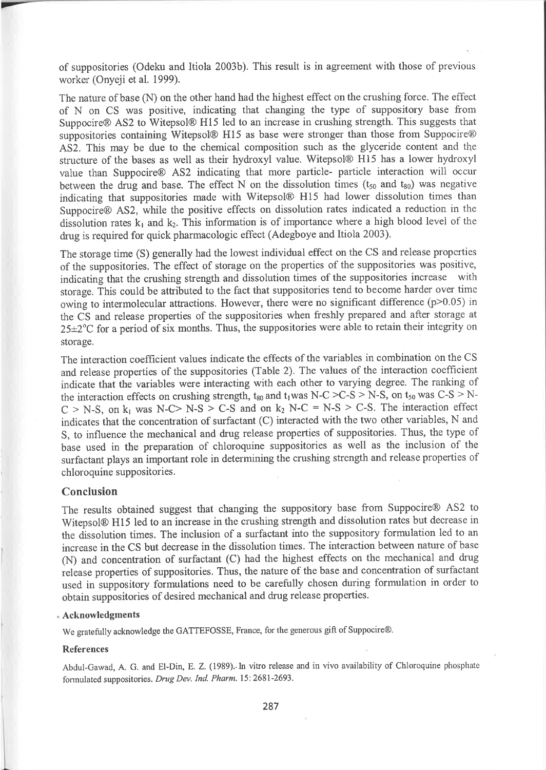of suppositories (Odeku and Itiola 2003b). This result is in agreement with those of previous worker (Onyeji et al. 1999).

The nature of base (N) on the other hand had the highest effect on the crushing force. The effect of N on CS was positive, indicating that changing the type of suppository base from Suppocire® AS2 to Witepsol® H15 led to an increase in crushing strength. This suggests that suppositories containing Witepsol® H15 as base were stronger than those from Suppocire® AS2. This may be due to the chemical composition such as the glyceride content and the structure of the bases as well as their hydroxyl value. Witepsol® H15 has a lower hydroxyl value than Suppocire® AS2 indicating that more particle- particle interaction will occur between the drug and base. The effect N on the dissolution times ($t_{50}$ and $t_{80}$) was negative indicating that suppositories made with Witepsol® H15 had lower dissolution times than Suppocire® AS2, while the positive effects on dissolution rates indicated a reduction in the dissolution rates $k_1$ and $k_2$. This information is of importance where a high blood level of the drug is required for quick pharmacologic effect (Adegboye and Itiola 2003).

The storage time (S) generally had the lowest individual effect on the CS and release properties of the suppositories. The effect of storage on the properties of the suppositories was positive, indicating that the crushing strength and dissolution times of the suppositories increase with storage. This could be attributed to the fact that suppositories tend to become harder over time owing to intermolecular attractions. However, there were no significant difference ($p>0.05$) in the CS and release properties of the suppositories when freshly prepared and after storage at 25±2°C for a period of six months. Thus, the suppositories were able to retain their integrity on storage.

The interaction coefficient values indicate the effects of the variables in combination on the CS and release properties of the suppositories (Table 2). The values of the interaction coefficient indicate that the variables were interacting with each other to varying degree. The ranking of the interaction effects on crushing strength, $t_{80}$ and $t_1$was N-C >C-S > N-S, on $t_{50}$ was C-S > N-C > N-S, on $k_1$ was N-C> N-S > C-S and on $k_2$ N-C = N-S > C-S. The interaction effect indicates that the concentration of surfactant (C) interacted with the two other variables, N and S, to influence the mechanical and drug release properties of suppositories. Thus, the type of base used in the preparation of chloroquine suppositories as well as the inclusion of the surfactant plays an important role in determining the crushing strength and release properties of chloroquine suppositories.

## Conclusion

The results obtained suggest that changing the suppository base from Suppocire® AS2 to Witepsol® H15 led to an increase in the crushing strength and dissolution rates but decrease in the dissolution times. The inclusion of a surfactant into the suppository formulation led to an increase in the CS but decrease in the dissolution times. The interaction between nature of base (N) and concentration of surfactant (C) had the highest effects on the mechanical and drug release properties of suppositories. Thus, the nature of the base and concentration of surfactant used in suppository formulations need to be carefully chosen during formulation in order to obtain suppositories of desired mechanical and drug release properties.

### Acknowledgments

We gratefully acknowledge the GATTEFOSSE, France, for the generous gift of Suppocire®.

### References

Abdul-Gawad, A. G. and El-Din, E. Z. (1989). In vitro release and in vivo availability of Chloroquine phosphate formulated suppositories. *Drug Dev. Ind. Pharm.* 15: 2681-2693.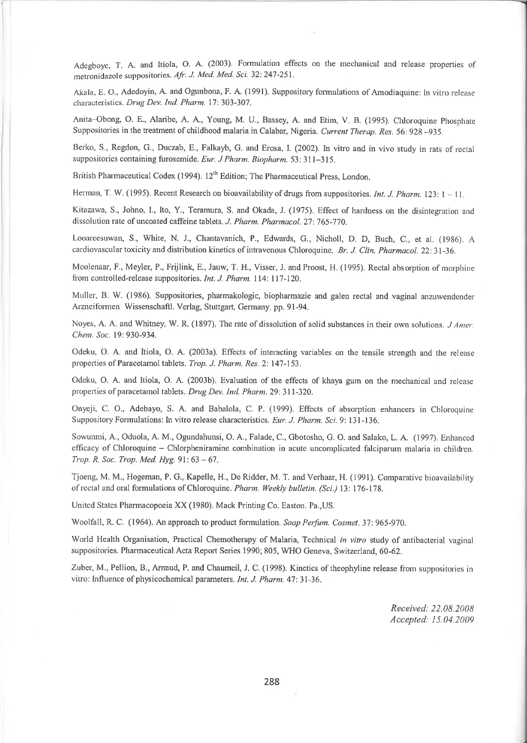Adegboye, T. A. and Itiola, O. A. (2003). Formulation effects on the mechanical and release properties of metronidazole suppositories. *Afr. J. Med. Med. Sci.* 32: 247-251.

Akala, E. O., Adedoyin, A. and Ogunbona, F. A. (1991). Suppository formulations of Amodiaquine: In vitro release characteristics. *Drug Dev. Ind. Pharm.* 17: 303-307.

Anita–Obong, O. E., Alaribe, A. A., Young, M. U., Bassey, A. and Etim, V. B. (1995). Chloroquine Phosphate Suppositories in the treatment of childhood malaria in Calabar, Nigeria. *Current Therap. Res.* 56: 928 –935.

Berko, S., Regdon, G., Duczab, E., Falkayb, G. and Erosa, I. (2002). In vitro and in vivo study in rats of rectal suppositories containing furosemide. *Eur. J Pharm. Biopharm.* 53: 311–315.

British Pharmaceutical Codex (1994). 12th Edition; The Pharmaceutical Press, London.

Herman, T. W. (1995). Recent Research on bioavailability of drugs from suppositories. *Int. J. Pharm.* 123: 1 – 11.

Kitazawa, S., Johno, I., Ito, Y., Teramura, S. and Okada, J. (1975). Effect of hardness on the disintegration and dissolution rate of uncoated caffeine tablets. *J. Pharm. Pharmacol.* 27: 765-770.

Looareesuwan, S., White, N. J., Chantavanich, P., Edwards, G., Nicholl, D. D, Buch, C., et al. (1986). A cardiovascular toxicity and distribution kinetics of intravenous Chloroquine. *Br. J. Clin. Pharmacol.* 22: 31-36.

Moolenaar, F., Meyler, P., Frijlink, E., Jauw, T. H., Visser, J. and Proost, H. (1995). Rectal absorption of morphine from controlled-release suppositories. *Int. J. Pharm.* 114: 117-120.

Muller, B. W. (1986). Suppositories, pharmakologic, biopharmazie and galen rectal and vaginal anzuwendender Arzneiformen Wissenschaftl. Verlag, Stuttgart, Germany. pp. 91-94.

Noyes, A. A. and Whitney, W. R. (1897). The rate of dissolution of solid substances in their own solutions. *J Amer. Chem. Soc.* 19: 930-934.

Odeku, O. A. and Itiola, O. A. (2003a). Effects of interacting variables on the tensile strength and the release properties of Paracetamol tablets. *Trop. J. Pharm. Res.* 2: 147-153.

Odeku, O. A. and Itiola, O. A. (2003b). Evaluation of the effects of khaya gum on the mechanical and release properties of paracetamol tablets. *Drug Dev. Ind. Pharm.* 29: 311-320.

Onyeji, C. O., Adebayo, S. A. and Babalola, C. P. (1999). Effects of absorption enhancers in Chloroquine Suppository Formulations: In vitro release characteristics. *Eur. J. Pharm. Sci.* 9: 131-136.

Sowunmi, A., Oduola, A. M., Ogundahunsi, O. A., Falade, C., Gbotosho, G. O. and Salako, L. A. (1997). Enhanced efficacy of Chloroquine – Chlorpheniramine combination in acute uncomplicated falciparum malaria in children. *Trop. R. Soc. Trop. Med. Hyg.* 91: 63 – 67.

Tjoeng, M. M., Hogeman, P. G., Kapelle, H., De Ridder, M. T. and Verhaar, H. (1991). Comparative bioavailability of rectal and oral formulations of Chloroquine. *Pharm. Weekly bulletin. (Sci.)* 13: 176-178.

United States Pharmacopoeia XX (1980). Mack Printing Co. Easton. Pa.,US.

Woolfall, R. C. (1964). An approach to product formulation. *Soap Perfum. Cosmet.* 37: 965-970.

World Health Organisation, Practical Chemotherapy of Malaria, Technical *in vitro* study of antibacterial vaginal suppositories. Pharmaceutical Acta Report Series 1990; 805, WHO Geneva, Switzerland, 60-62.

Zuber, M., Pellion, B., Arnaud, P. and Chaumeil, J. C. (1998). Kinetics of theophyline release from suppositories in vitro: Influence of physicochemical parameters. *Int. J. Pharm.* 47: 31-36.

*Received: 22.08.2008*
*Accepted: 15.04.2009*